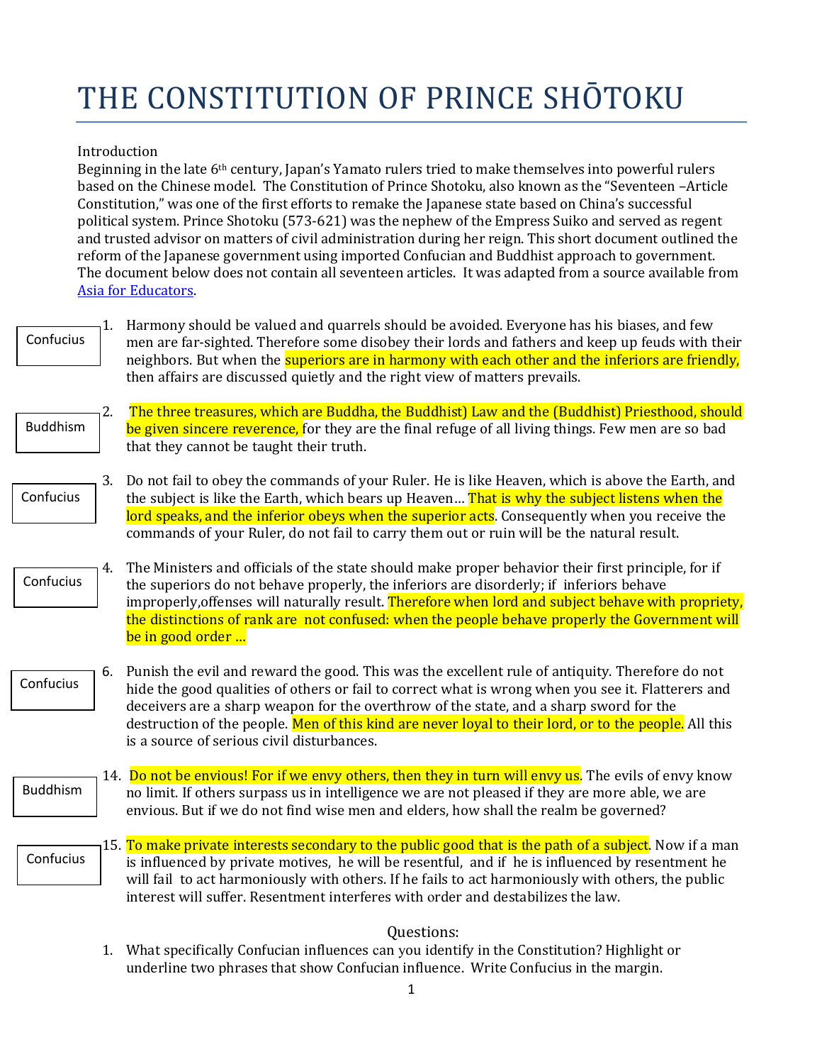# THE CONSTITUTION OF PRINCE SHŌTOKU

Introduction

Beginning in the late 6th century, Japan's Yamato rulers tried to make themselves into powerful rulers based on the Chinese model. The Constitution of Prince Shotoku, also known as the "Seventeen –Article Constitution," was one of the first efforts to remake the Japanese state based on China's successful political system. Prince Shotoku (573-621) was the nephew of the Empress Suiko and served as regent and trusted advisor on matters of civil administration during her reign. This short document outlined the reform of the Japanese government using imported Confucian and Buddhist approach to government. The document below does not contain all seventeen articles. It was adapted from a source available from Asia for Educators.

Confucius

1. Harmony should be valued and quarrels should be avoided. Everyone has his biases, and few men are far-sighted. Therefore some disobey their lords and fathers and keep up feuds with their neighbors. But when the superiors are in harmony with each other and the inferiors are friendly, then affairs are discussed quietly and the right view of matters prevails.

Buddhism

2. The three treasures, which are Buddha, the Buddhist) Law and the (Buddhist) Priesthood, should be given sincere reverence, for they are the final refuge of all living things. Few men are so bad that they cannot be taught their truth.

Confucius

3. Do not fail to obey the commands of your Ruler. He is like Heaven, which is above the Earth, and the subject is like the Earth, which bears up Heaven… That is why the subject listens when the lord speaks, and the inferior obeys when the superior acts. Consequently when you receive the commands of your Ruler, do not fail to carry them out or ruin will be the natural result.

Confucius

4. The Ministers and officials of the state should make proper behavior their first principle, for if the superiors do not behave properly, the inferiors are disorderly; if inferiors behave improperly,offenses will naturally result. Therefore when lord and subject behave with propriety, the distinctions of rank are not confused: when the people behave properly the Government will be in good order …

Confucius

6. Punish the evil and reward the good. This was the excellent rule of antiquity. Therefore do not hide the good qualities of others or fail to correct what is wrong when you see it. Flatterers and deceivers are a sharp weapon for the overthrow of the state, and a sharp sword for the destruction of the people. Men of this kind are never loyal to their lord, or to the people. All this is a source of serious civil disturbances.

Buddhism

14. Do not be envious! For if we envy others, then they in turn will envy us. The evils of envy know no limit. If others surpass us in intelligence we are not pleased if they are more able, we are envious. But if we do not find wise men and elders, how shall the realm be governed?

Confucius

15. To make private interests secondary to the public good that is the path of a subject. Now if a man is influenced by private motives, he will be resentful, and if he is influenced by resentment he will fail to act harmoniously with others. If he fails to act harmoniously with others, the public interest will suffer. Resentment interferes with order and destabilizes the law.

Questions:

1. What specifically Confucian influences can you identify in the Constitution? Highlight or underline two phrases that show Confucian influence. Write Confucius in the margin.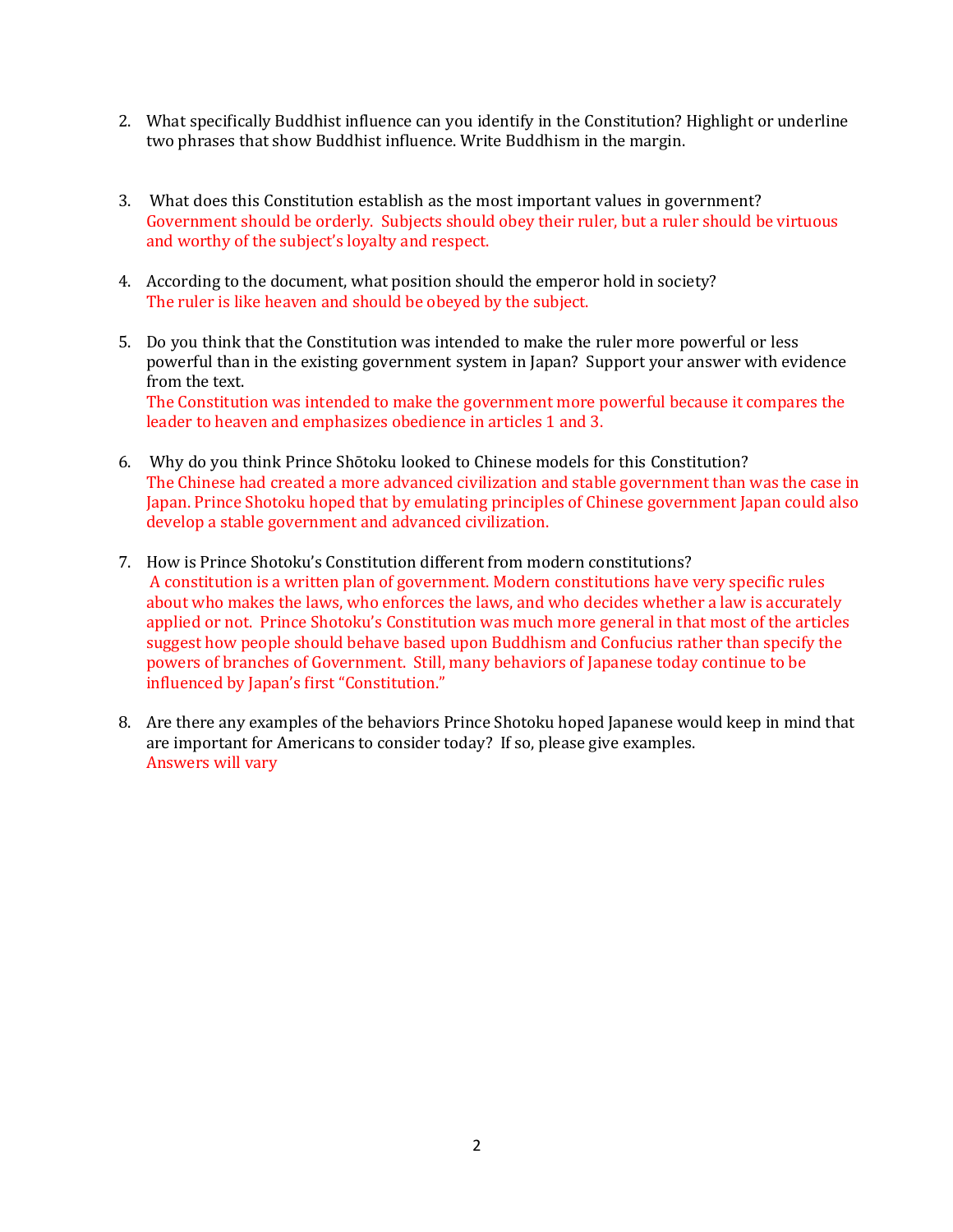2. What specifically Buddhist influence can you identify in the Constitution? Highlight or underline two phrases that show Buddhist influence. Write Buddhism in the margin.

3. What does this Constitution establish as the most important values in government?
   Government should be orderly. Subjects should obey their ruler, but a ruler should be virtuous and worthy of the subject's loyalty and respect.

4. According to the document, what position should the emperor hold in society?
   The ruler is like heaven and should be obeyed by the subject.

5. Do you think that the Constitution was intended to make the ruler more powerful or less powerful than in the existing government system in Japan? Support your answer with evidence from the text.
   The Constitution was intended to make the government more powerful because it compares the leader to heaven and emphasizes obedience in articles 1 and 3.

6. Why do you think Prince Shōtoku looked to Chinese models for this Constitution?
   The Chinese had created a more advanced civilization and stable government than was the case in Japan. Prince Shotoku hoped that by emulating principles of Chinese government Japan could also develop a stable government and advanced civilization.

7. How is Prince Shotoku's Constitution different from modern constitutions?
   A constitution is a written plan of government. Modern constitutions have very specific rules about who makes the laws, who enforces the laws, and who decides whether a law is accurately applied or not. Prince Shotoku's Constitution was much more general in that most of the articles suggest how people should behave based upon Buddhism and Confucius rather than specify the powers of branches of Government. Still, many behaviors of Japanese today continue to be influenced by Japan's first "Constitution."

8. Are there any examples of the behaviors Prince Shotoku hoped Japanese would keep in mind that are important for Americans to consider today? If so, please give examples.
   Answers will vary